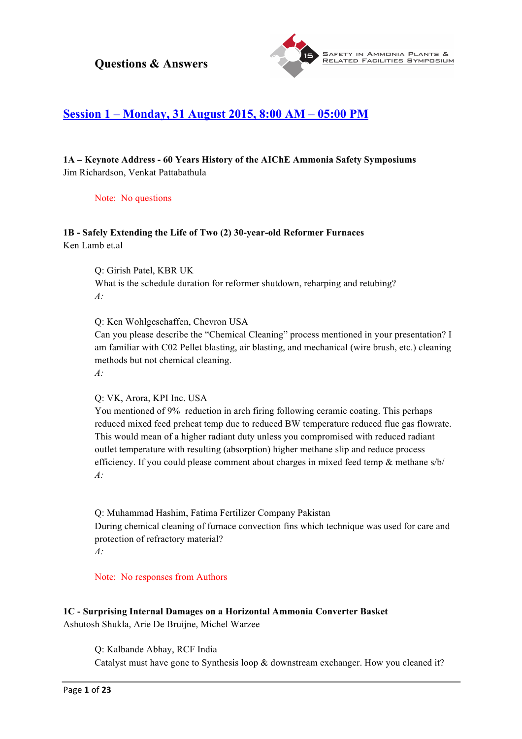# Questions & Answers

SAFETY IN AMMONIA PLANTS & RELATED FACILITIES SYMPOSIUM

## Session 1 – Monday, 31 August 2015, 8:00 AM – 05:00 PM

### 1A – Keynote Address - 60 Years History of the AIChE Ammonia Safety Symposiums

Jim Richardson, Venkat Pattabathula

Note: No questions

### 1B - Safely Extending the Life of Two (2) 30-year-old Reformer Furnaces

Ken Lamb et.al

Q: Girish Patel, KBR UK
What is the schedule duration for reformer shutdown, reharping and retubing?
*A:*

Q: Ken Wohlgeschaffen, Chevron USA
Can you please describe the "Chemical Cleaning" process mentioned in your presentation? I am familiar with C02 Pellet blasting, air blasting, and mechanical (wire brush, etc.) cleaning methods but not chemical cleaning.
*A:*

Q: VK, Arora, KPI Inc. USA
You mentioned of 9% reduction in arch firing following ceramic coating. This perhaps reduced mixed feed preheat temp due to reduced BW temperature reduced flue gas flowrate. This would mean of a higher radiant duty unless you compromised with reduced radiant outlet temperature with resulting (absorption) higher methane slip and reduce process efficiency. If you could please comment about charges in mixed feed temp & methane s/b/
*A:*

Q: Muhammad Hashim, Fatima Fertilizer Company Pakistan
During chemical cleaning of furnace convection fins which technique was used for care and protection of refractory material?
*A:*

Note: No responses from Authors

### 1C - Surprising Internal Damages on a Horizontal Ammonia Converter Basket

Ashutosh Shukla, Arie De Bruijne, Michel Warzee

Q: Kalbande Abhay, RCF India
Catalyst must have gone to Synthesis loop & downstream exchanger. How you cleaned it?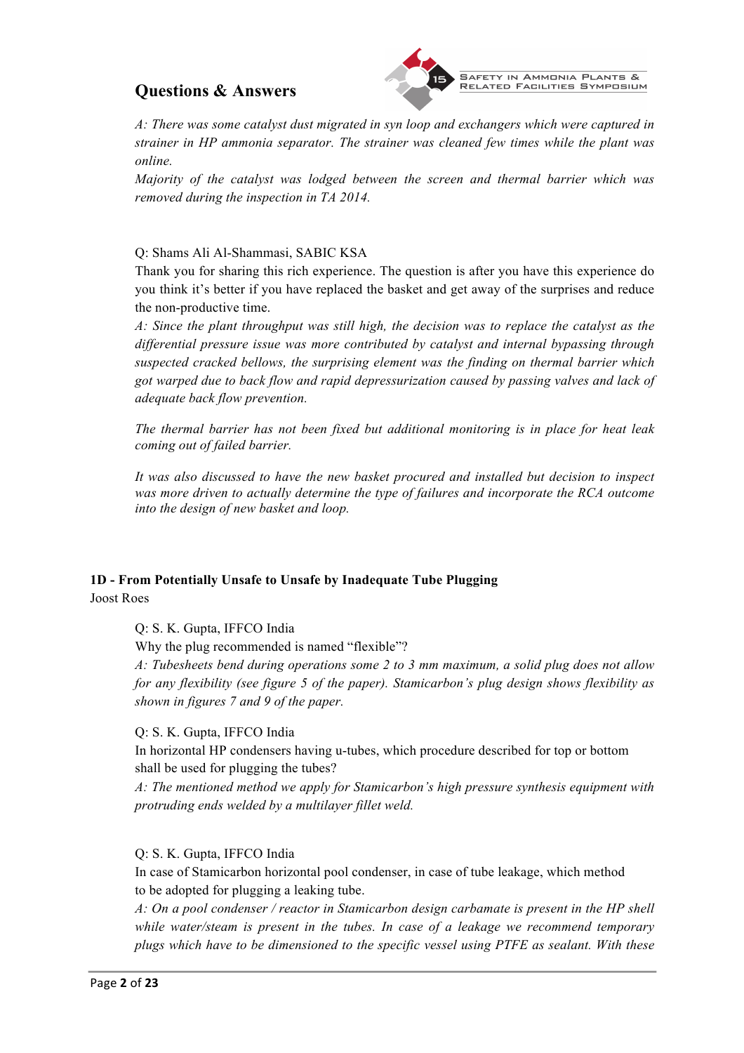## Questions & Answers

*A: There was some catalyst dust migrated in syn loop and exchangers which were captured in strainer in HP ammonia separator. The strainer was cleaned few times while the plant was online.*

*Majority of the catalyst was lodged between the screen and thermal barrier which was removed during the inspection in TA 2014.*

Q: Shams Ali Al-Shammasi, SABIC KSA

Thank you for sharing this rich experience. The question is after you have this experience do you think it's better if you have replaced the basket and get away of the surprises and reduce the non-productive time.

*A: Since the plant throughput was still high, the decision was to replace the catalyst as the differential pressure issue was more contributed by catalyst and internal bypassing through suspected cracked bellows, the surprising element was the finding on thermal barrier which got warped due to back flow and rapid depressurization caused by passing valves and lack of adequate back flow prevention.*

*The thermal barrier has not been fixed but additional monitoring is in place for heat leak coming out of failed barrier.*

*It was also discussed to have the new basket procured and installed but decision to inspect was more driven to actually determine the type of failures and incorporate the RCA outcome into the design of new basket and loop.*

### 1D - From Potentially Unsafe to Unsafe by Inadequate Tube Plugging

Joost Roes

Q: S. K. Gupta, IFFCO India

Why the plug recommended is named "flexible"?

*A: Tubesheets bend during operations some 2 to 3 mm maximum, a solid plug does not allow for any flexibility (see figure 5 of the paper). Stamicarbon's plug design shows flexibility as shown in figures 7 and 9 of the paper.*

Q: S. K. Gupta, IFFCO India

In horizontal HP condensers having u-tubes, which procedure described for top or bottom shall be used for plugging the tubes?

*A: The mentioned method we apply for Stamicarbon's high pressure synthesis equipment with protruding ends welded by a multilayer fillet weld.*

Q: S. K. Gupta, IFFCO India

In case of Stamicarbon horizontal pool condenser, in case of tube leakage, which method to be adopted for plugging a leaking tube.

*A: On a pool condenser / reactor in Stamicarbon design carbamate is present in the HP shell while water/steam is present in the tubes. In case of a leakage we recommend temporary plugs which have to be dimensioned to the specific vessel using PTFE as sealant. With these*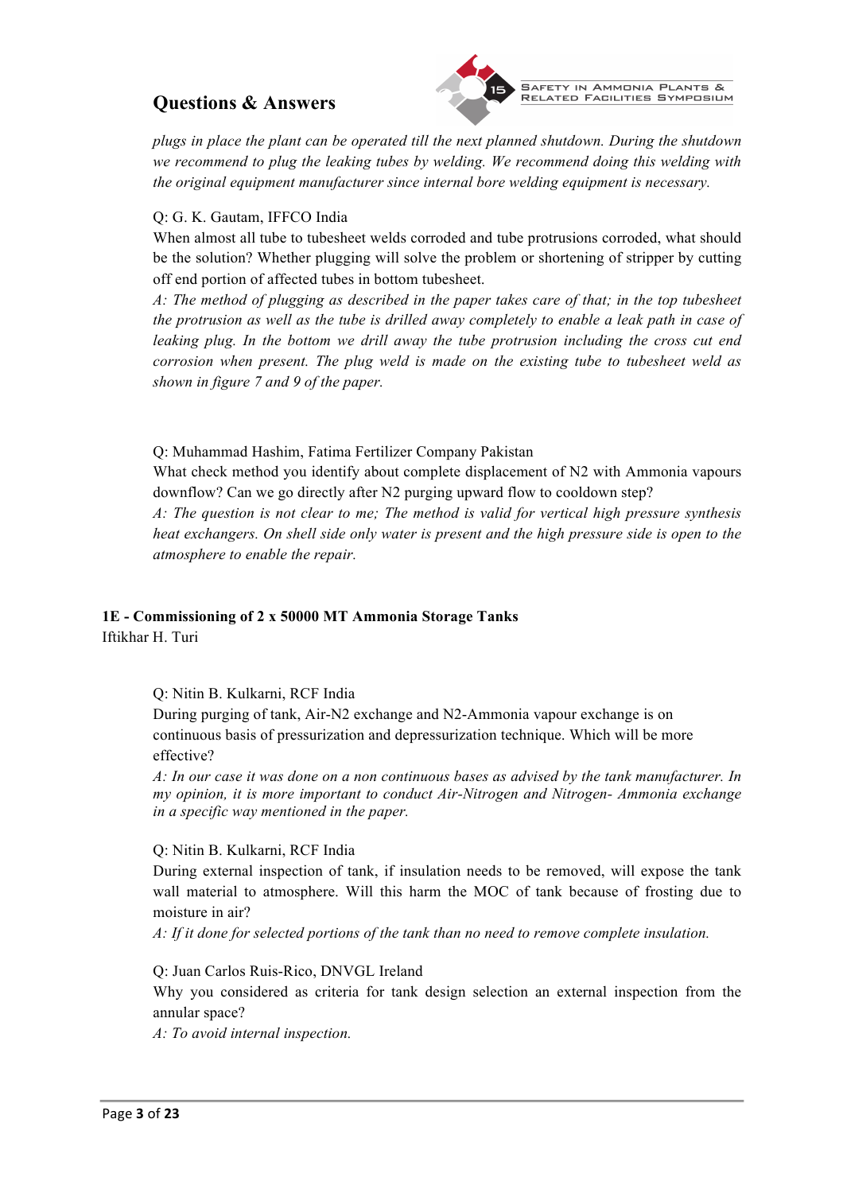*plugs in place the plant can be operated till the next planned shutdown. During the shutdown we recommend to plug the leaking tubes by welding. We recommend doing this welding with the original equipment manufacturer since internal bore welding equipment is necessary.*

Q: G. K. Gautam, IFFCO India

When almost all tube to tubesheet welds corroded and tube protrusions corroded, what should be the solution? Whether plugging will solve the problem or shortening of stripper by cutting off end portion of affected tubes in bottom tubesheet.

*A: The method of plugging as described in the paper takes care of that; in the top tubesheet the protrusion as well as the tube is drilled away completely to enable a leak path in case of leaking plug. In the bottom we drill away the tube protrusion including the cross cut end corrosion when present. The plug weld is made on the existing tube to tubesheet weld as shown in figure 7 and 9 of the paper.*

Q: Muhammad Hashim, Fatima Fertilizer Company Pakistan

What check method you identify about complete displacement of N2 with Ammonia vapours downflow? Can we go directly after N2 purging upward flow to cooldown step?

*A: The question is not clear to me; The method is valid for vertical high pressure synthesis heat exchangers. On shell side only water is present and the high pressure side is open to the atmosphere to enable the repair.*

## 1E - Commissioning of 2 x 50000 MT Ammonia Storage Tanks

Iftikhar H. Turi

Q: Nitin B. Kulkarni, RCF India

During purging of tank, Air-N2 exchange and N2-Ammonia vapour exchange is on continuous basis of pressurization and depressurization technique. Which will be more effective?

*A: In our case it was done on a non continuous bases as advised by the tank manufacturer. In my opinion, it is more important to conduct Air-Nitrogen and Nitrogen- Ammonia exchange in a specific way mentioned in the paper.*

Q: Nitin B. Kulkarni, RCF India

During external inspection of tank, if insulation needs to be removed, will expose the tank wall material to atmosphere. Will this harm the MOC of tank because of frosting due to moisture in air?

*A: If it done for selected portions of the tank than no need to remove complete insulation.*

Q: Juan Carlos Ruis-Rico, DNVGL Ireland

Why you considered as criteria for tank design selection an external inspection from the annular space?

*A: To avoid internal inspection.*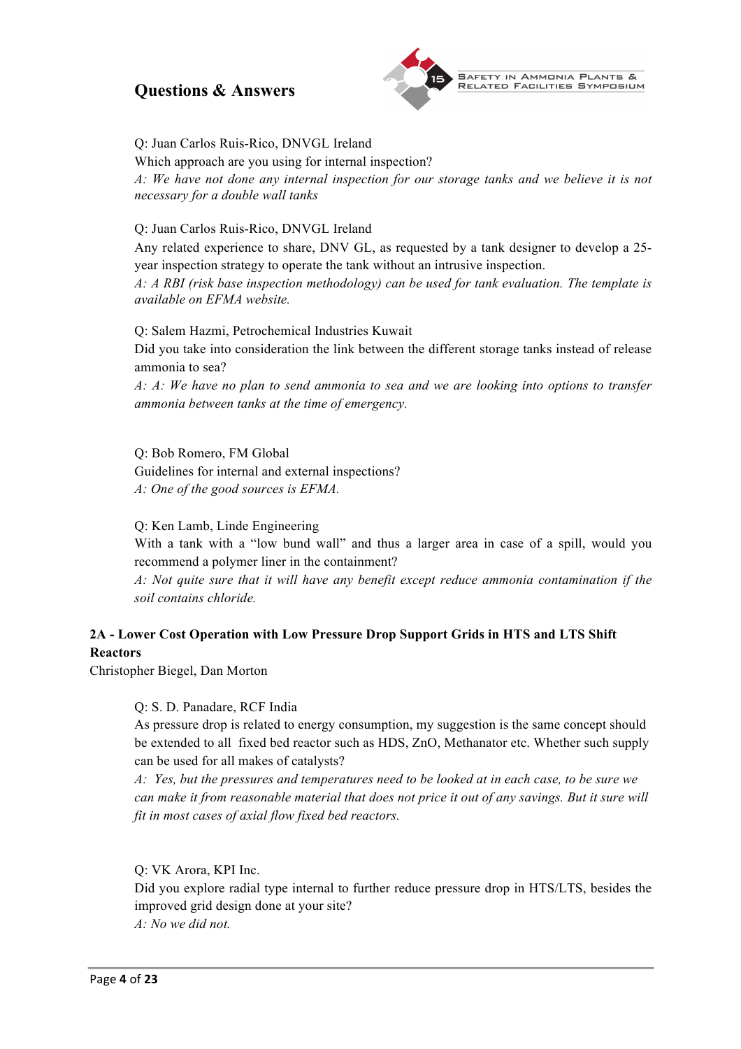Q: Juan Carlos Ruis-Rico, DNVGL Ireland
Which approach are you using for internal inspection?
*A: We have not done any internal inspection for our storage tanks and we believe it is not necessary for a double wall tanks*

Q: Juan Carlos Ruis-Rico, DNVGL Ireland
Any related experience to share, DNV GL, as requested by a tank designer to develop a 25-year inspection strategy to operate the tank without an intrusive inspection.
*A: A RBI (risk base inspection methodology) can be used for tank evaluation. The template is available on EFMA website.*

Q: Salem Hazmi, Petrochemical Industries Kuwait
Did you take into consideration the link between the different storage tanks instead of release ammonia to sea?
*A: A: We have no plan to send ammonia to sea and we are looking into options to transfer ammonia between tanks at the time of emergency.*

Q: Bob Romero, FM Global
Guidelines for internal and external inspections?
*A: One of the good sources is EFMA.*

Q: Ken Lamb, Linde Engineering
With a tank with a "low bund wall" and thus a larger area in case of a spill, would you recommend a polymer liner in the containment?
*A: Not quite sure that it will have any benefit except reduce ammonia contamination if the soil contains chloride.*

**2A - Lower Cost Operation with Low Pressure Drop Support Grids in HTS and LTS Shift Reactors**
Christopher Biegel, Dan Morton

Q: S. D. Panadare, RCF India
As pressure drop is related to energy consumption, my suggestion is the same concept should be extended to all fixed bed reactor such as HDS, ZnO, Methanator etc. Whether such supply can be used for all makes of catalysts?
*A: Yes, but the pressures and temperatures need to be looked at in each case, to be sure we can make it from reasonable material that does not price it out of any savings. But it sure will fit in most cases of axial flow fixed bed reactors.*

Q: VK Arora, KPI Inc.
Did you explore radial type internal to further reduce pressure drop in HTS/LTS, besides the improved grid design done at your site?
*A: No we did not.*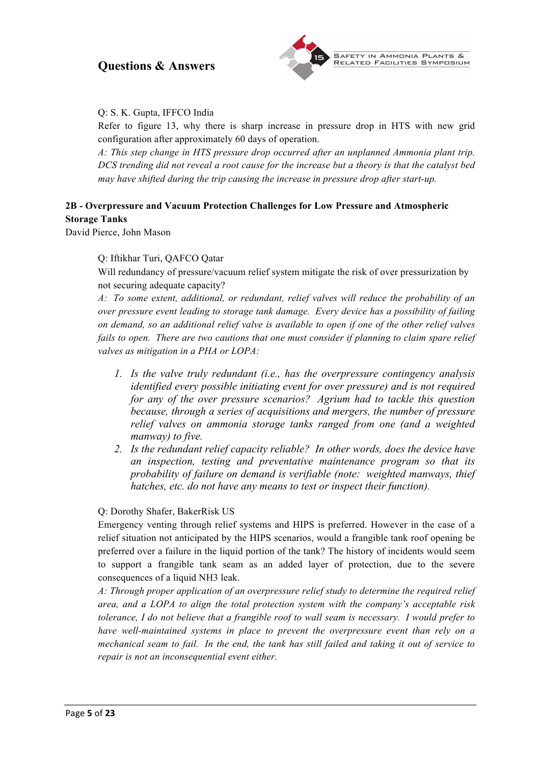Q: S. K. Gupta, IFFCO India

Refer to figure 13, why there is sharp increase in pressure drop in HTS with new grid configuration after approximately 60 days of operation.

*A: This step change in HTS pressure drop occurred after an unplanned Ammonia plant trip. DCS trending did not reveal a root cause for the increase but a theory is that the catalyst bed may have shifted during the trip causing the increase in pressure drop after start-up.*

## 2B - Overpressure and Vacuum Protection Challenges for Low Pressure and Atmospheric Storage Tanks

David Pierce, John Mason

Q: Iftikhar Turi, QAFCO Qatar

Will redundancy of pressure/vacuum relief system mitigate the risk of over pressurization by not securing adequate capacity?

*A: To some extent, additional, or redundant, relief valves will reduce the probability of an over pressure event leading to storage tank damage. Every device has a possibility of failing on demand, so an additional relief valve is available to open if one of the other relief valves fails to open. There are two cautions that one must consider if planning to claim spare relief valves as mitigation in a PHA or LOPA:*

1. *Is the valve truly redundant (i.e., has the overpressure contingency analysis identified every possible initiating event for over pressure) and is not required for any of the over pressure scenarios? Agrium had to tackle this question because, through a series of acquisitions and mergers, the number of pressure relief valves on ammonia storage tanks ranged from one (and a weighted manway) to five.*
2. *Is the redundant relief capacity reliable? In other words, does the device have an inspection, testing and preventative maintenance program so that its probability of failure on demand is verifiable (note: weighted manways, thief hatches, etc. do not have any means to test or inspect their function).*

Q: Dorothy Shafer, BakerRisk US

Emergency venting through relief systems and HIPS is preferred. However in the case of a relief situation not anticipated by the HIPS scenarios, would a frangible tank roof opening be preferred over a failure in the liquid portion of the tank? The history of incidents would seem to support a frangible tank seam as an added layer of protection, due to the severe consequences of a liquid $NH_3$ leak.

*A: Through proper application of an overpressure relief study to determine the required relief area, and a LOPA to align the total protection system with the company's acceptable risk tolerance, I do not believe that a frangible roof to wall seam is necessary. I would prefer to have well-maintained systems in place to prevent the overpressure event than rely on a mechanical seam to fail. In the end, the tank has still failed and taking it out of service to repair is not an inconsequential event either.*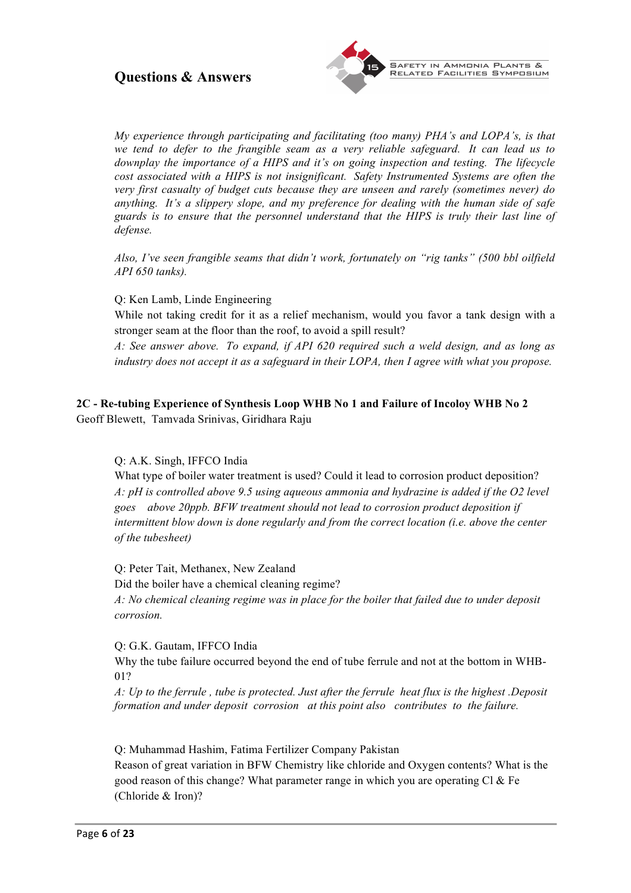*My experience through participating and facilitating (too many) PHA's and LOPA's, is that we tend to defer to the frangible seam as a very reliable safeguard. It can lead us to downplay the importance of a HIPS and it's on going inspection and testing. The lifecycle cost associated with a HIPS is not insignificant. Safety Instrumented Systems are often the very first casualty of budget cuts because they are unseen and rarely (sometimes never) do anything. It's a slippery slope, and my preference for dealing with the human side of safe guards is to ensure that the personnel understand that the HIPS is truly their last line of defense.*

*Also, I've seen frangible seams that didn't work, fortunately on "rig tanks" (500 bbl oilfield API 650 tanks).*

Q: Ken Lamb, Linde Engineering

While not taking credit for it as a relief mechanism, would you favor a tank design with a stronger seam at the floor than the roof, to avoid a spill result?

*A: See answer above. To expand, if API 620 required such a weld design, and as long as industry does not accept it as a safeguard in their LOPA, then I agree with what you propose.*

**2C - Re-tubing Experience of Synthesis Loop WHB No 1 and Failure of Incoloy WHB No 2**

Geoff Blewett, Tamvada Srinivas, Giridhara Raju

Q: A.K. Singh, IFFCO India

What type of boiler water treatment is used? Could it lead to corrosion product deposition?

*A: pH is controlled above 9.5 using aqueous ammonia and hydrazine is added if the O2 level goes above 20ppb. BFW treatment should not lead to corrosion product deposition if intermittent blow down is done regularly and from the correct location (i.e. above the center of the tubesheet)*

Q: Peter Tait, Methanex, New Zealand

Did the boiler have a chemical cleaning regime?

*A: No chemical cleaning regime was in place for the boiler that failed due to under deposit corrosion.*

Q: G.K. Gautam, IFFCO India

Why the tube failure occurred beyond the end of tube ferrule and not at the bottom in WHB-01?

*A: Up to the ferrule , tube is protected. Just after the ferrule heat flux is the highest .Deposit formation and under deposit corrosion at this point also contributes to the failure.*

Q: Muhammad Hashim, Fatima Fertilizer Company Pakistan

Reason of great variation in BFW Chemistry like chloride and Oxygen contents? What is the good reason of this change? What parameter range in which you are operating Cl & Fe (Chloride & Iron)?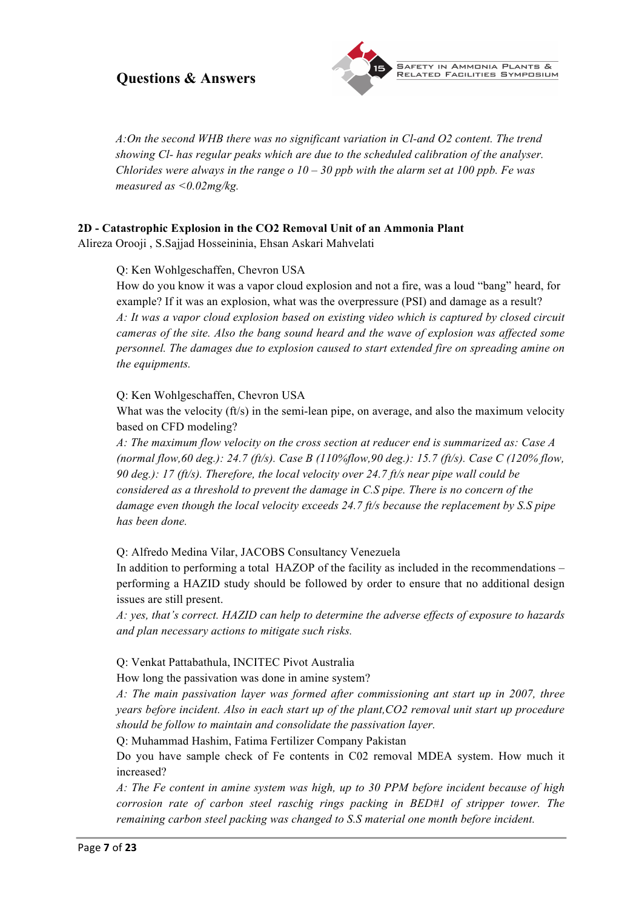*A:On the second WHB there was no significant variation in Cl-and O2 content. The trend showing Cl- has regular peaks which are due to the scheduled calibration of the analyser. Chlorides were always in the range o 10 – 30 ppb with the alarm set at 100 ppb. Fe was measured as <0.02mg/kg.*

**2D - Catastrophic Explosion in the CO2 Removal Unit of an Ammonia Plant**
Alireza Orooji , S.Sajjad Hosseininia, Ehsan Askari Mahvelati

Q: Ken Wohlgeschaffen, Chevron USA
How do you know it was a vapor cloud explosion and not a fire, was a loud "bang" heard, for example? If it was an explosion, what was the overpressure (PSI) and damage as a result?
*A: It was a vapor cloud explosion based on existing video which is captured by closed circuit cameras of the site. Also the bang sound heard and the wave of explosion was affected some personnel. The damages due to explosion caused to start extended fire on spreading amine on the equipments.*

Q: Ken Wohlgeschaffen, Chevron USA
What was the velocity (ft/s) in the semi-lean pipe, on average, and also the maximum velocity based on CFD modeling?
*A: The maximum flow velocity on the cross section at reducer end is summarized as: Case A (normal flow,60 deg.): 24.7 (ft/s). Case B (110%flow,90 deg.): 15.7 (ft/s). Case C (120% flow, 90 deg.): 17 (ft/s). Therefore, the local velocity over 24.7 ft/s near pipe wall could be considered as a threshold to prevent the damage in C.S pipe. There is no concern of the damage even though the local velocity exceeds 24.7 ft/s because the replacement by S.S pipe has been done.*

Q: Alfredo Medina Vilar, JACOBS Consultancy Venezuela
In addition to performing a total HAZOP of the facility as included in the recommendations – performing a HAZID study should be followed by order to ensure that no additional design issues are still present.
*A: yes, that's correct. HAZID can help to determine the adverse effects of exposure to hazards and plan necessary actions to mitigate such risks.*

Q: Venkat Pattabathula, INCITEC Pivot Australia
How long the passivation was done in amine system?
*A: The main passivation layer was formed after commissioning ant start up in 2007, three years before incident. Also in each start up of the plant,CO2 removal unit start up procedure should be follow to maintain and consolidate the passivation layer.*

Q: Muhammad Hashim, Fatima Fertilizer Company Pakistan
Do you have sample check of Fe contents in C02 removal MDEA system. How much it increased?
*A: The Fe content in amine system was high, up to 30 PPM before incident because of high corrosion rate of carbon steel raschig rings packing in BED#1 of stripper tower. The remaining carbon steel packing was changed to S.S material one month before incident.*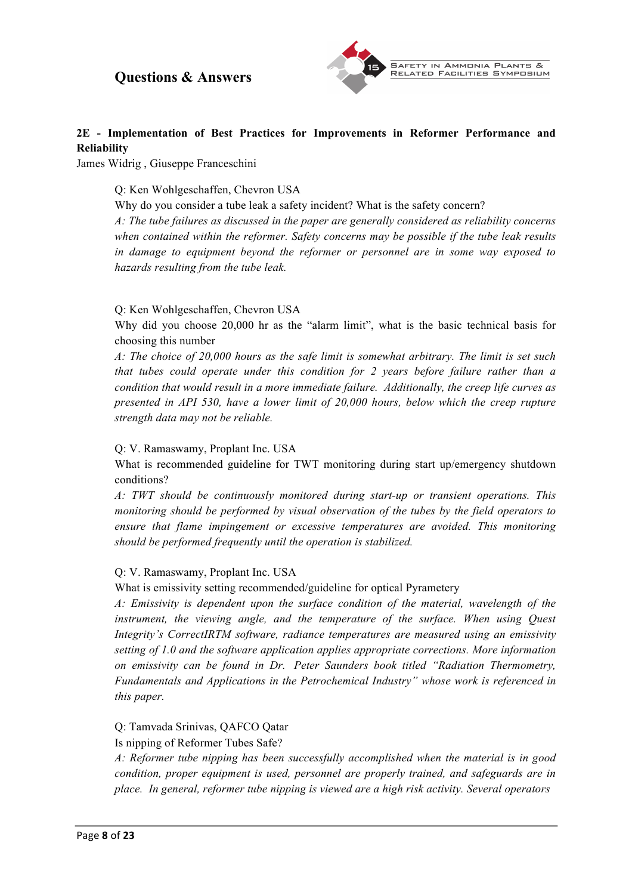**2E - Implementation of Best Practices for Improvements in Reformer Performance and Reliability**

James Widrig , Giuseppe Franceschini

Q: Ken Wohlgeschaffen, Chevron USA

Why do you consider a tube leak a safety incident? What is the safety concern?

*A: The tube failures as discussed in the paper are generally considered as reliability concerns when contained within the reformer. Safety concerns may be possible if the tube leak results in damage to equipment beyond the reformer or personnel are in some way exposed to hazards resulting from the tube leak.*

Q: Ken Wohlgeschaffen, Chevron USA

Why did you choose 20,000 hr as the "alarm limit", what is the basic technical basis for choosing this number

*A: The choice of 20,000 hours as the safe limit is somewhat arbitrary. The limit is set such that tubes could operate under this condition for 2 years before failure rather than a condition that would result in a more immediate failure. Additionally, the creep life curves as presented in API 530, have a lower limit of 20,000 hours, below which the creep rupture strength data may not be reliable.*

Q: V. Ramaswamy, Proplant Inc. USA

What is recommended guideline for TWT monitoring during start up/emergency shutdown conditions?

*A: TWT should be continuously monitored during start-up or transient operations. This monitoring should be performed by visual observation of the tubes by the field operators to ensure that flame impingement or excessive temperatures are avoided. This monitoring should be performed frequently until the operation is stabilized.*

Q: V. Ramaswamy, Proplant Inc. USA

What is emissivity setting recommended/guideline for optical Pyrametery

*A: Emissivity is dependent upon the surface condition of the material, wavelength of the instrument, the viewing angle, and the temperature of the surface. When using Quest Integrity's CorrectIRTM software, radiance temperatures are measured using an emissivity setting of 1.0 and the software application applies appropriate corrections. More information on emissivity can be found in Dr. Peter Saunders book titled "Radiation Thermometry, Fundamentals and Applications in the Petrochemical Industry" whose work is referenced in this paper.*

Q: Tamvada Srinivas, QAFCO Qatar

Is nipping of Reformer Tubes Safe?

*A: Reformer tube nipping has been successfully accomplished when the material is in good condition, proper equipment is used, personnel are properly trained, and safeguards are in place. In general, reformer tube nipping is viewed are a high risk activity. Several operators*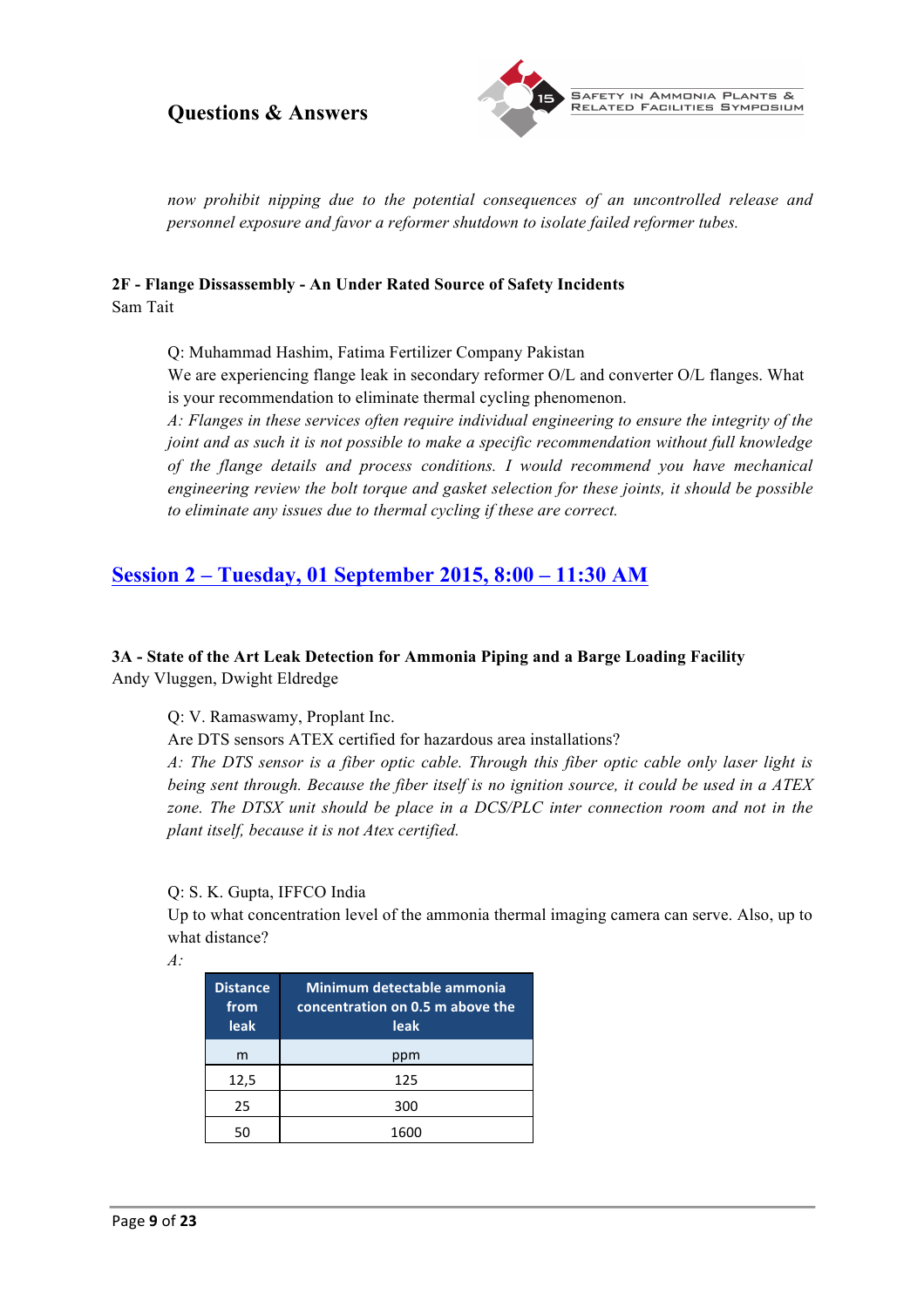*now prohibit nipping due to the potential consequences of an uncontrolled release and personnel exposure and favor a reformer shutdown to isolate failed reformer tubes.*

**2F - Flange Dissassembly - An Under Rated Source of Safety Incidents**
Sam Tait

Q: Muhammad Hashim, Fatima Fertilizer Company Pakistan
We are experiencing flange leak in secondary reformer O/L and converter O/L flanges. What is your recommendation to eliminate thermal cycling phenomenon.
*A: Flanges in these services often require individual engineering to ensure the integrity of the joint and as such it is not possible to make a specific recommendation without full knowledge of the flange details and process conditions. I would recommend you have mechanical engineering review the bolt torque and gasket selection for these joints, it should be possible to eliminate any issues due to thermal cycling if these are correct.*

## Session 2 – Tuesday, 01 September 2015, 8:00 – 11:30 AM

**3A - State of the Art Leak Detection for Ammonia Piping and a Barge Loading Facility**
Andy Vluggen, Dwight Eldredge

Q: V. Ramaswamy, Proplant Inc.
Are DTS sensors ATEX certified for hazardous area installations?
*A: The DTS sensor is a fiber optic cable. Through this fiber optic cable only laser light is being sent through. Because the fiber itself is no ignition source, it could be used in a ATEX zone. The DTSX unit should be place in a DCS/PLC inter connection room and not in the plant itself, because it is not Atex certified.*

Q: S. K. Gupta, IFFCO India
Up to what concentration level of the ammonia thermal imaging camera can serve. Also, up to what distance?
*A:*

| Distance from leak | Minimum detectable ammonia concentration on 0.5 m above the leak |
|---|---|
| m | ppm |
| 12,5 | 125 |
| 25 | 300 |
| 50 | 1600 |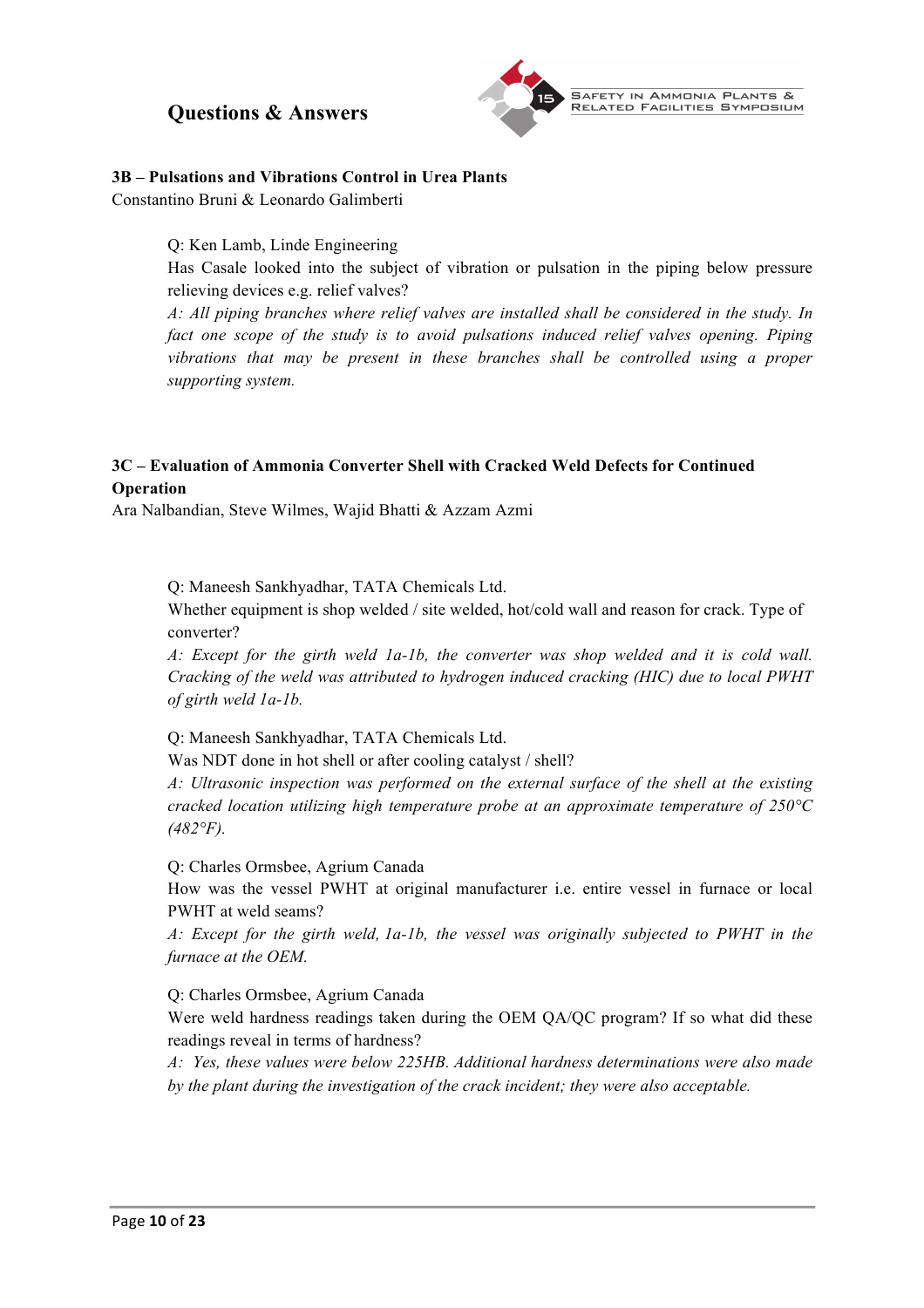# Questions & Answers

### 3B – Pulsations and Vibrations Control in Urea Plants

Constantino Bruni & Leonardo Galimberti

Q: Ken Lamb, Linde Engineering
Has Casale looked into the subject of vibration or pulsation in the piping below pressure relieving devices e.g. relief valves?
*A: All piping branches where relief valves are installed shall be considered in the study. In fact one scope of the study is to avoid pulsations induced relief valves opening. Piping vibrations that may be present in these branches shall be controlled using a proper supporting system.*

### 3C – Evaluation of Ammonia Converter Shell with Cracked Weld Defects for Continued Operation

Ara Nalbandian, Steve Wilmes, Wajid Bhatti & Azzam Azmi

Q: Maneesh Sankhyadhar, TATA Chemicals Ltd.
Whether equipment is shop welded / site welded, hot/cold wall and reason for crack. Type of converter?
*A: Except for the girth weld 1a-1b, the converter was shop welded and it is cold wall. Cracking of the weld was attributed to hydrogen induced cracking (HIC) due to local PWHT of girth weld 1a-1b.*

Q: Maneesh Sankhyadhar, TATA Chemicals Ltd.
Was NDT done in hot shell or after cooling catalyst / shell?
*A: Ultrasonic inspection was performed on the external surface of the shell at the existing cracked location utilizing high temperature probe at an approximate temperature of 250°C (482°F).*

Q: Charles Ormsbee, Agrium Canada
How was the vessel PWHT at original manufacturer i.e. entire vessel in furnace or local PWHT at weld seams?
*A: Except for the girth weld, 1a-1b, the vessel was originally subjected to PWHT in the furnace at the OEM.*

Q: Charles Ormsbee, Agrium Canada
Were weld hardness readings taken during the OEM QA/QC program? If so what did these readings reveal in terms of hardness?
*A: Yes, these values were below 225HB. Additional hardness determinations were also made by the plant during the investigation of the crack incident; they were also acceptable.*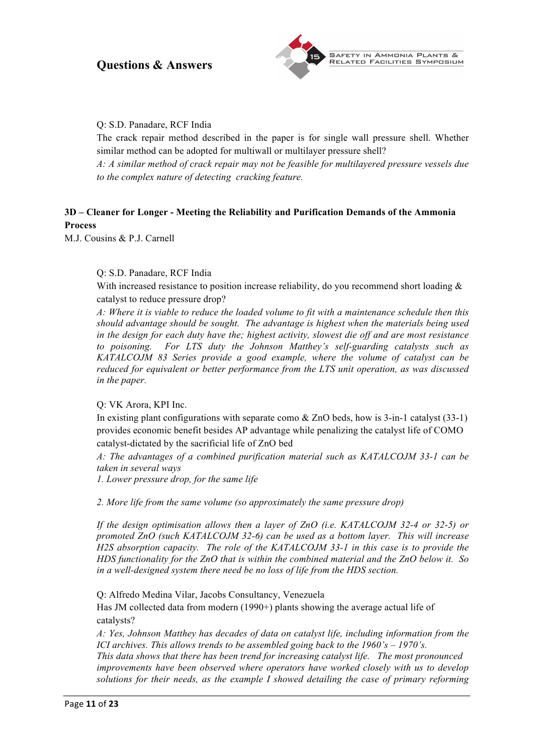Q: S.D. Panadare, RCF India

The crack repair method described in the paper is for single wall pressure shell. Whether similar method can be adopted for multiwall or multilayer pressure shell?

*A: A similar method of crack repair may not be feasible for multilayered pressure vessels due to the complex nature of detecting cracking feature.*

**3D – Cleaner for Longer - Meeting the Reliability and Purification Demands of the Ammonia Process**

M.J. Cousins & P.J. Carnell

Q: S.D. Panadare, RCF India

With increased resistance to position increase reliability, do you recommend short loading & catalyst to reduce pressure drop?

*A: Where it is viable to reduce the loaded volume to fit with a maintenance schedule then this should advantage should be sought. The advantage is highest when the materials being used in the design for each duty have the; highest activity, slowest die off and are most resistance to poisoning. For LTS duty the Johnson Matthey's self-guarding catalysts such as KATALCOJM 83 Series provide a good example, where the volume of catalyst can be reduced for equivalent or better performance from the LTS unit operation, as was discussed in the paper.*

Q: VK Arora, KPI Inc.

In existing plant configurations with separate como & ZnO beds, how is 3-in-1 catalyst (33-1) provides economic benefit besides AP advantage while penalizing the catalyst life of COMO catalyst-dictated by the sacrificial life of ZnO bed

*A: The advantages of a combined purification material such as KATALCOJM 33-1 can be taken in several ways*

*1. Lower pressure drop, for the same life*

*2. More life from the same volume (so approximately the same pressure drop)*

*If the design optimisation allows then a layer of ZnO (i.e. KATALCOJM 32-4 or 32-5) or promoted ZnO (such KATALCOJM 32-6) can be used as a bottom layer. This will increase H2S absorption capacity. The role of the KATALCOJM 33-1 in this case is to provide the HDS functionality for the ZnO that is within the combined material and the ZnO below it. So in a well-designed system there need be no loss of life from the HDS section.*

Q: Alfredo Medina Vilar, Jacobs Consultancy, Venezuela

Has JM collected data from modern (1990+) plants showing the average actual life of catalysts?

*A: Yes, Johnson Matthey has decades of data on catalyst life, including information from the ICI archives. This allows trends to be assembled going back to the 1960's – 1970's.*
*This data shows that there has been trend for increasing catalyst life. The most pronounced improvements have been observed where operators have worked closely with us to develop solutions for their needs, as the example I showed detailing the case of primary reforming*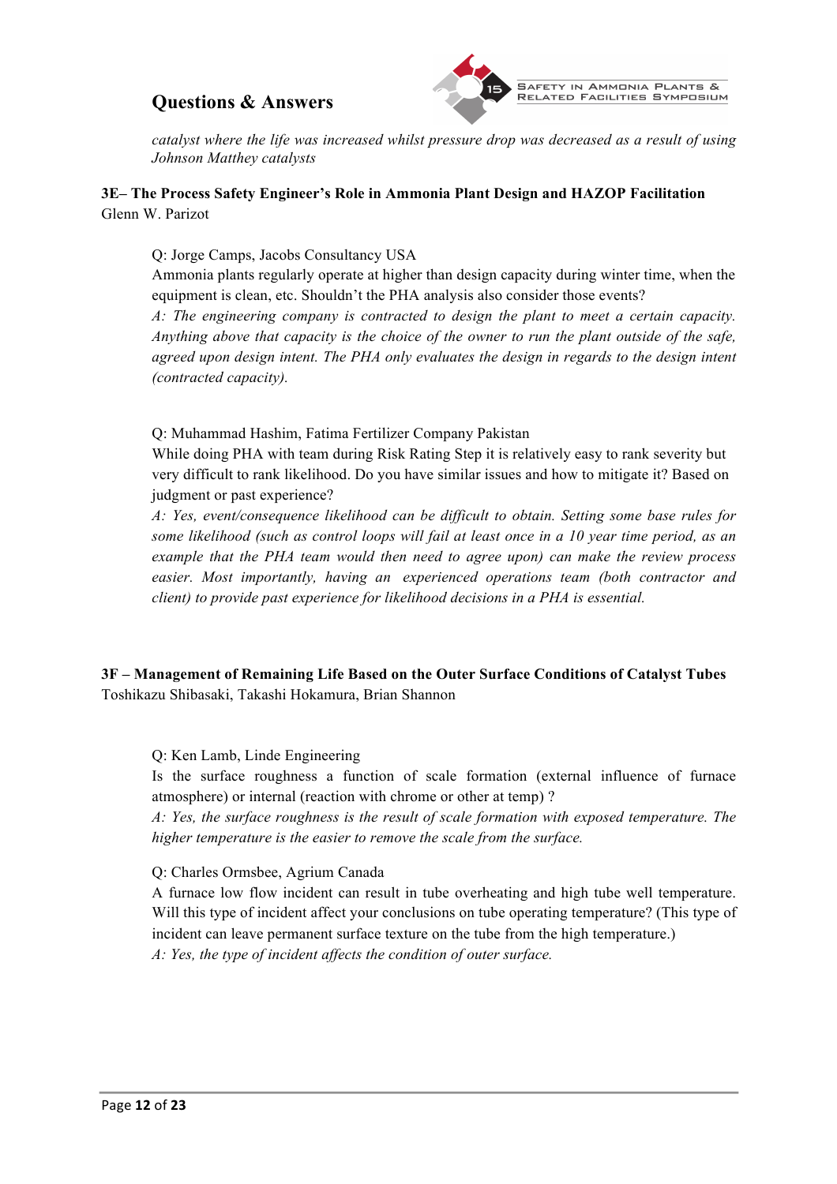*catalyst where the life was increased whilst pressure drop was decreased as a result of using Johnson Matthey catalysts*

## 3E– The Process Safety Engineer's Role in Ammonia Plant Design and HAZOP Facilitation

Glenn W. Parizot

Q: Jorge Camps, Jacobs Consultancy USA

Ammonia plants regularly operate at higher than design capacity during winter time, when the equipment is clean, etc. Shouldn't the PHA analysis also consider those events?

*A: The engineering company is contracted to design the plant to meet a certain capacity. Anything above that capacity is the choice of the owner to run the plant outside of the safe, agreed upon design intent. The PHA only evaluates the design in regards to the design intent (contracted capacity).*

Q: Muhammad Hashim, Fatima Fertilizer Company Pakistan

While doing PHA with team during Risk Rating Step it is relatively easy to rank severity but very difficult to rank likelihood. Do you have similar issues and how to mitigate it? Based on judgment or past experience?

*A: Yes, event/consequence likelihood can be difficult to obtain. Setting some base rules for some likelihood (such as control loops will fail at least once in a 10 year time period, as an example that the PHA team would then need to agree upon) can make the review process easier. Most importantly, having an experienced operations team (both contractor and client) to provide past experience for likelihood decisions in a PHA is essential.*

## 3F – Management of Remaining Life Based on the Outer Surface Conditions of Catalyst Tubes

Toshikazu Shibasaki, Takashi Hokamura, Brian Shannon

Q: Ken Lamb, Linde Engineering

Is the surface roughness a function of scale formation (external influence of furnace atmosphere) or internal (reaction with chrome or other at temp) ?

*A: Yes, the surface roughness is the result of scale formation with exposed temperature. The higher temperature is the easier to remove the scale from the surface.*

Q: Charles Ormsbee, Agrium Canada

A furnace low flow incident can result in tube overheating and high tube well temperature. Will this type of incident affect your conclusions on tube operating temperature? (This type of incident can leave permanent surface texture on the tube from the high temperature.)

*A: Yes, the type of incident affects the condition of outer surface.*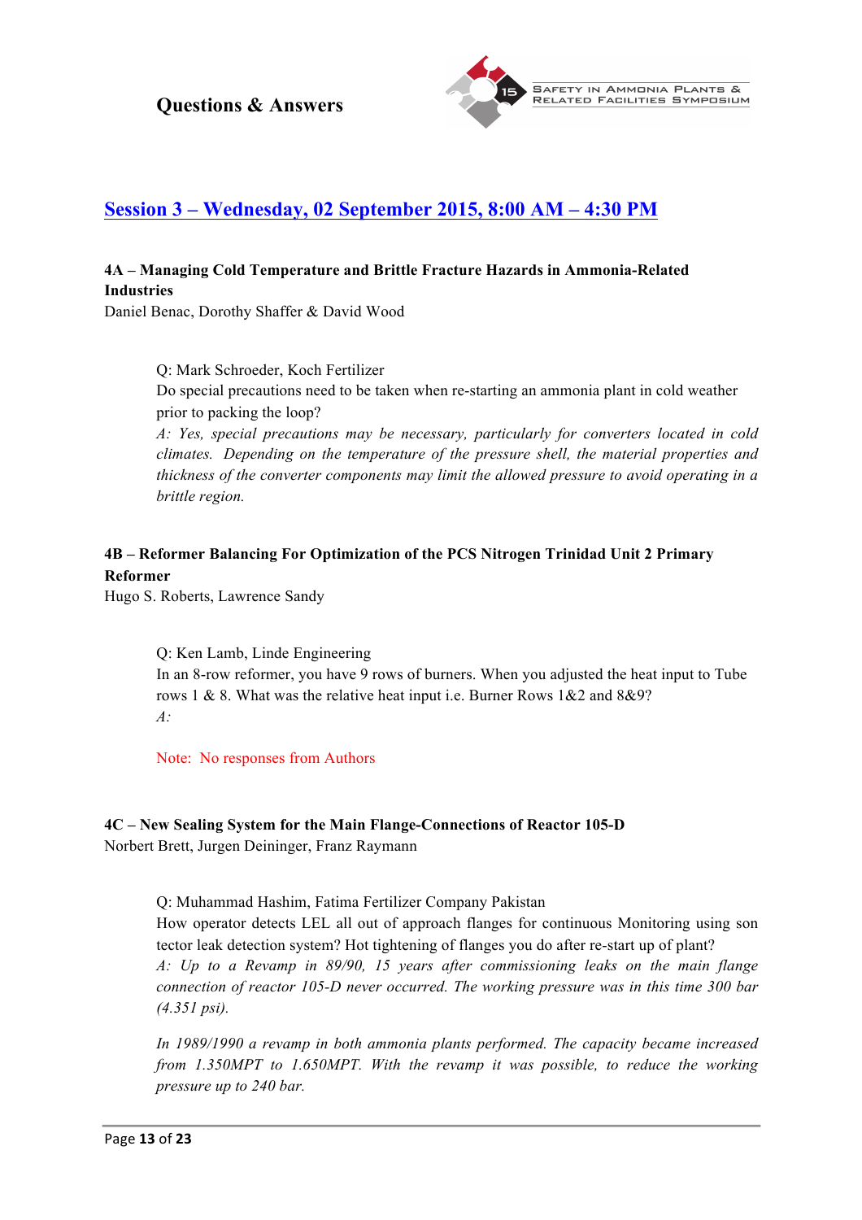## Session 3 – Wednesday, 02 September 2015, 8:00 AM – 4:30 PM

### 4A – Managing Cold Temperature and Brittle Fracture Hazards in Ammonia-Related Industries

Daniel Benac, Dorothy Shaffer & David Wood

Q: Mark Schroeder, Koch Fertilizer
Do special precautions need to be taken when re-starting an ammonia plant in cold weather prior to packing the loop?
*A: Yes, special precautions may be necessary, particularly for converters located in cold climates. Depending on the temperature of the pressure shell, the material properties and thickness of the converter components may limit the allowed pressure to avoid operating in a brittle region.*

### 4B – Reformer Balancing For Optimization of the PCS Nitrogen Trinidad Unit 2 Primary Reformer

Hugo S. Roberts, Lawrence Sandy

Q: Ken Lamb, Linde Engineering
In an 8-row reformer, you have 9 rows of burners. When you adjusted the heat input to Tube rows 1 & 8. What was the relative heat input i.e. Burner Rows 1&2 and 8&9?
*A:*

Note: No responses from Authors

### 4C – New Sealing System for the Main Flange-Connections of Reactor 105-D

Norbert Brett, Jurgen Deininger, Franz Raymann

Q: Muhammad Hashim, Fatima Fertilizer Company Pakistan
How operator detects LEL all out of approach flanges for continuous Monitoring using son tector leak detection system? Hot tightening of flanges you do after re-start up of plant?
*A: Up to a Revamp in 89/90, 15 years after commissioning leaks on the main flange connection of reactor 105-D never occurred. The working pressure was in this time 300 bar (4.351 psi).*

*In 1989/1990 a revamp in both ammonia plants performed. The capacity became increased from 1.350MPT to 1.650MPT. With the revamp it was possible, to reduce the working pressure up to 240 bar.*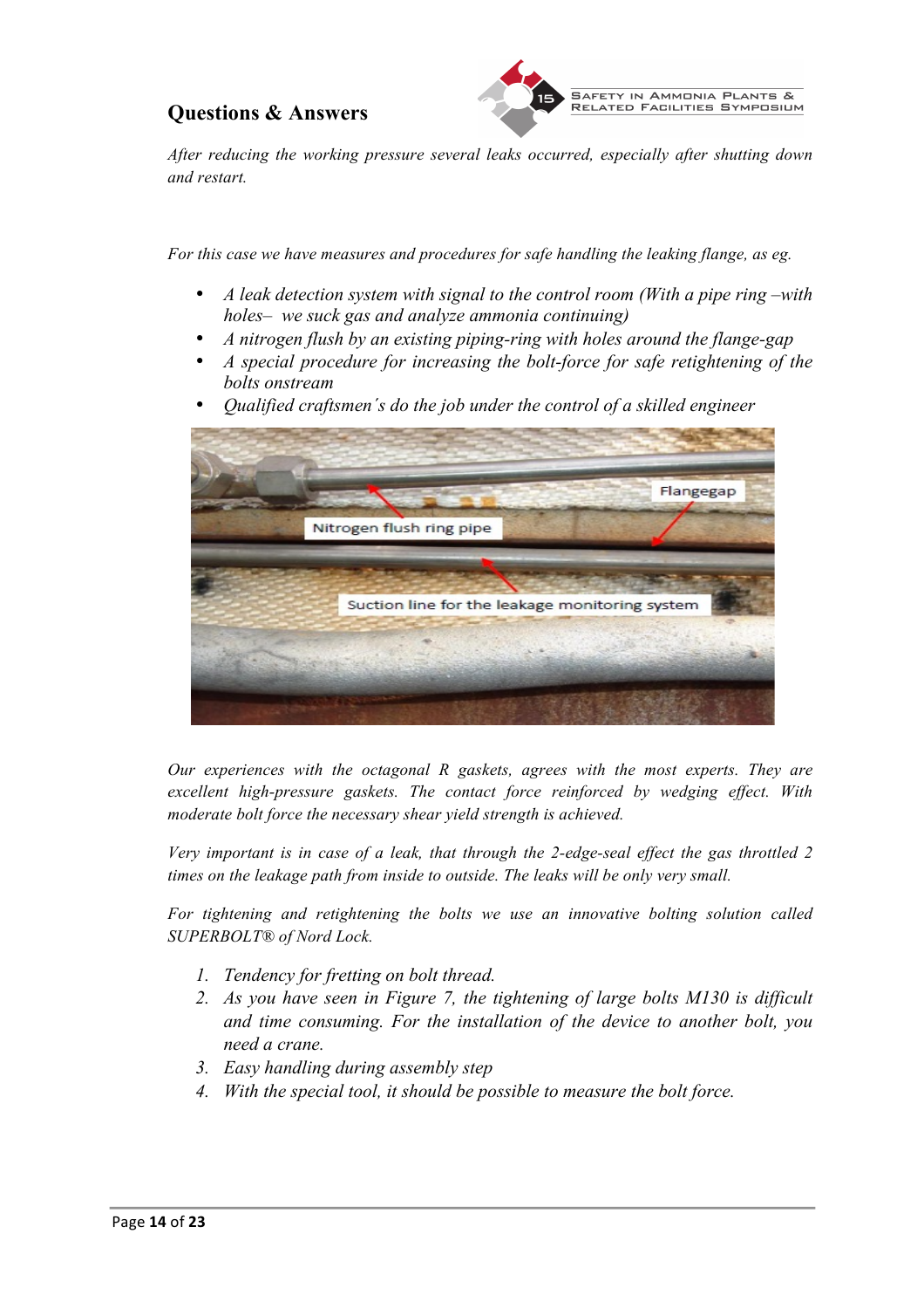## Questions & Answers

*After reducing the working pressure several leaks occurred, especially after shutting down and restart.*

*For this case we have measures and procedures for safe handling the leaking flange, as eg.*

- *A leak detection system with signal to the control room (With a pipe ring –with holes– we suck gas and analyze ammonia continuing)*
- *A nitrogen flush by an existing piping-ring with holes around the flange-gap*
- *A special procedure for increasing the bolt-force for safe retightening of the bolts onstream*
- *Qualified craftsmen´s do the job under the control of a skilled engineer*

Flangegap

Nitrogen flush ring pipe

Suction line for the leakage monitoring system

*Our experiences with the octagonal R gaskets, agrees with the most experts. They are excellent high-pressure gaskets. The contact force reinforced by wedging effect. With moderate bolt force the necessary shear yield strength is achieved.*

*Very important is in case of a leak, that through the 2-edge-seal effect the gas throttled 2 times on the leakage path from inside to outside. The leaks will be only very small.*

*For tightening and retightening the bolts we use an innovative bolting solution called SUPERBOLT® of Nord Lock.*

1. *Tendency for fretting on bolt thread.*
2. *As you have seen in Figure 7, the tightening of large bolts M130 is difficult and time consuming. For the installation of the device to another bolt, you need a crane.*
3. *Easy handling during assembly step*
4. *With the special tool, it should be possible to measure the bolt force.*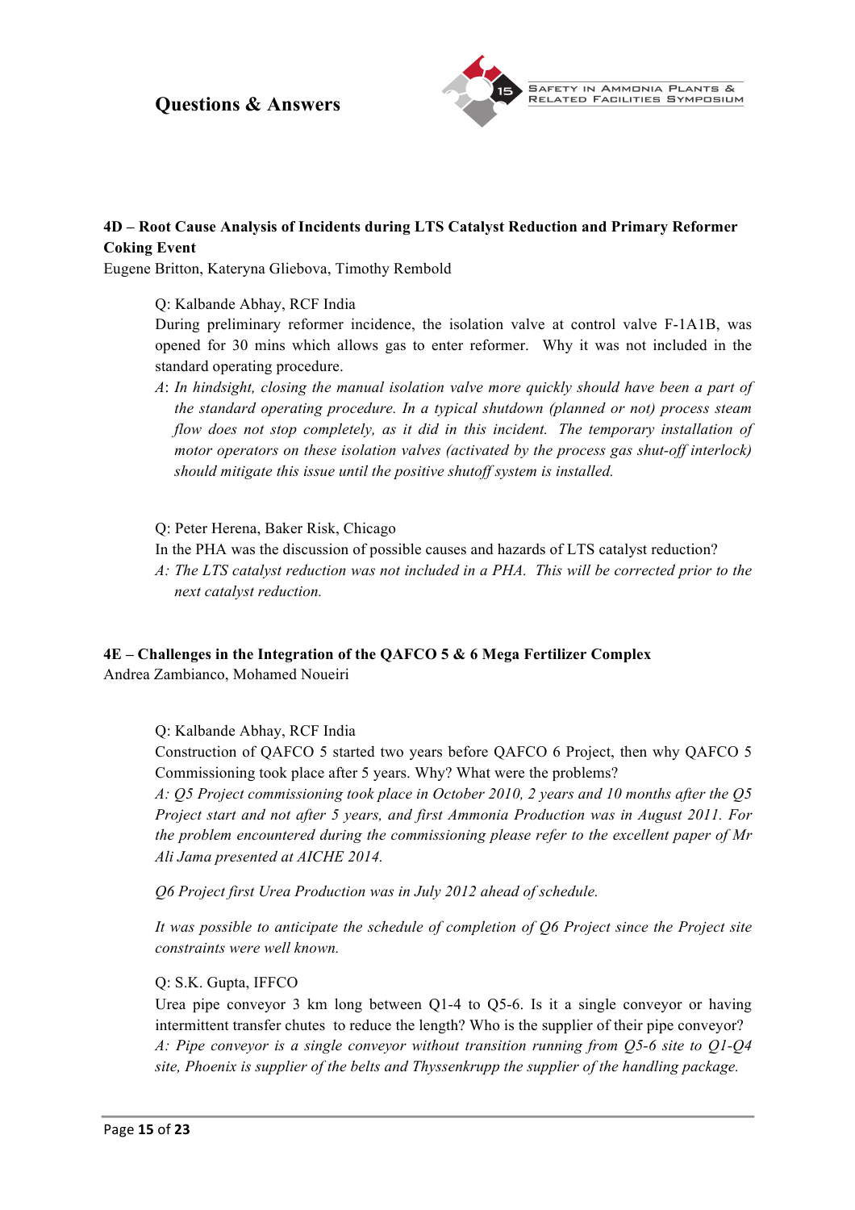## 4D – Root Cause Analysis of Incidents during LTS Catalyst Reduction and Primary Reformer Coking Event

Eugene Britton, Kateryna Gliebova, Timothy Rembold

Q: Kalbande Abhay, RCF India

During preliminary reformer incidence, the isolation valve at control valve F-1A1B, was opened for 30 mins which allows gas to enter reformer. Why it was not included in the standard operating procedure.

*A: In hindsight, closing the manual isolation valve more quickly should have been a part of the standard operating procedure. In a typical shutdown (planned or not) process steam flow does not stop completely, as it did in this incident. The temporary installation of motor operators on these isolation valves (activated by the process gas shut-off interlock) should mitigate this issue until the positive shutoff system is installed.*

Q: Peter Herena, Baker Risk, Chicago

In the PHA was the discussion of possible causes and hazards of LTS catalyst reduction?

*A: The LTS catalyst reduction was not included in a PHA. This will be corrected prior to the next catalyst reduction.*

## 4E – Challenges in the Integration of the QAFCO 5 & 6 Mega Fertilizer Complex

Andrea Zambianco, Mohamed Noueiri

Q: Kalbande Abhay, RCF India

Construction of QAFCO 5 started two years before QAFCO 6 Project, then why QAFCO 5 Commissioning took place after 5 years. Why? What were the problems?

*A: Q5 Project commissioning took place in October 2010, 2 years and 10 months after the Q5 Project start and not after 5 years, and first Ammonia Production was in August 2011. For the problem encountered during the commissioning please refer to the excellent paper of Mr Ali Jama presented at AICHE 2014.*

*Q6 Project first Urea Production was in July 2012 ahead of schedule.*

*It was possible to anticipate the schedule of completion of Q6 Project since the Project site constraints were well known.*

Q: S.K. Gupta, IFFCO

Urea pipe conveyor 3 km long between Q1-4 to Q5-6. Is it a single conveyor or having intermittent transfer chutes to reduce the length? Who is the supplier of their pipe conveyor?

*A: Pipe conveyor is a single conveyor without transition running from Q5-6 site to Q1-Q4 site, Phoenix is supplier of the belts and Thyssenkrupp the supplier of the handling package.*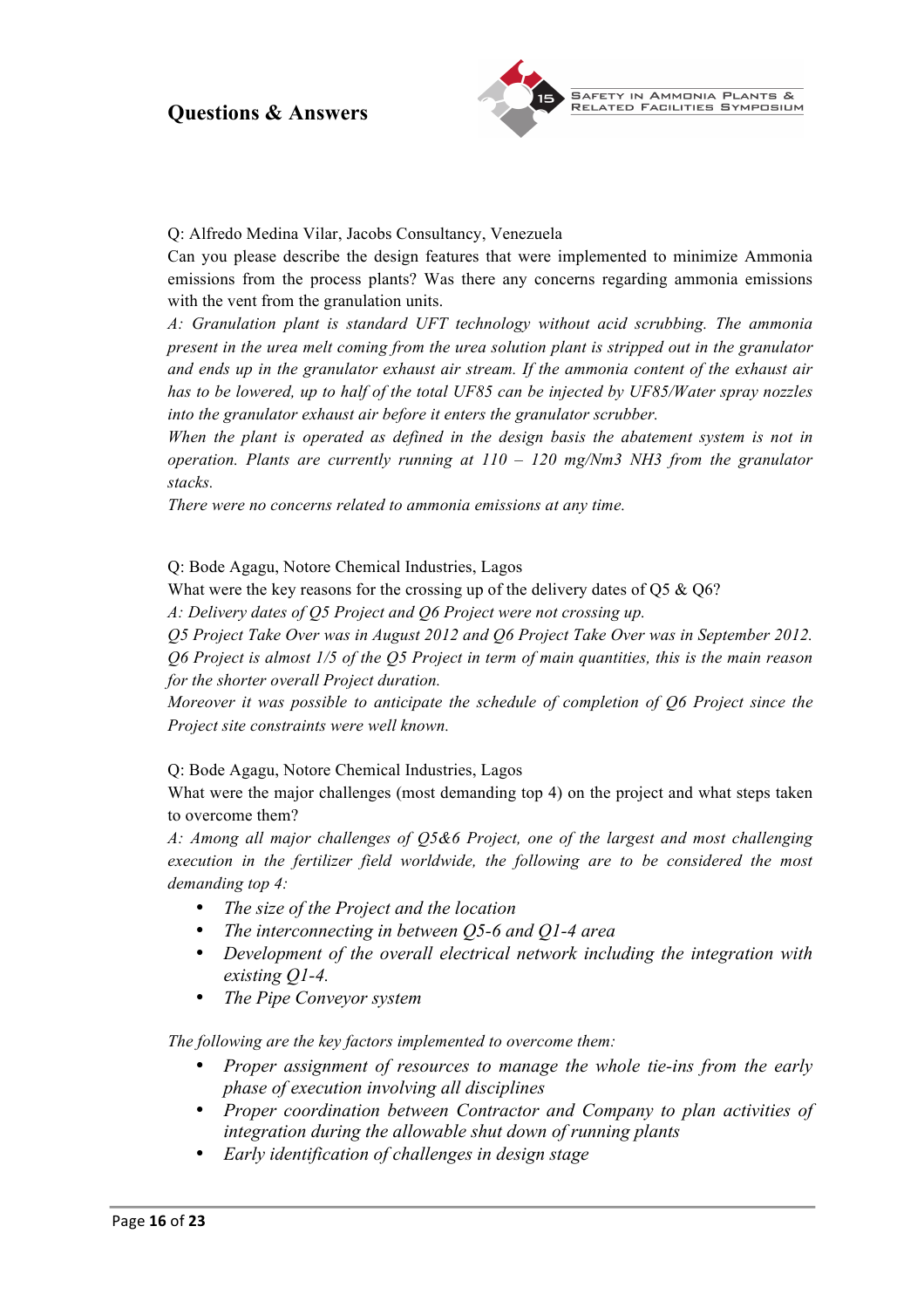Q: Alfredo Medina Vilar, Jacobs Consultancy, Venezuela

Can you please describe the design features that were implemented to minimize Ammonia emissions from the process plants? Was there any concerns regarding ammonia emissions with the vent from the granulation units.

*A: Granulation plant is standard UFT technology without acid scrubbing. The ammonia present in the urea melt coming from the urea solution plant is stripped out in the granulator and ends up in the granulator exhaust air stream. If the ammonia content of the exhaust air has to be lowered, up to half of the total UF85 can be injected by UF85/Water spray nozzles into the granulator exhaust air before it enters the granulator scrubber.*

*When the plant is operated as defined in the design basis the abatement system is not in operation. Plants are currently running at 110 – 120 mg/Nm3 NH3 from the granulator stacks.*

*There were no concerns related to ammonia emissions at any time.*

Q: Bode Agagu, Notore Chemical Industries, Lagos

What were the key reasons for the crossing up of the delivery dates of Q5 & Q6?

*A: Delivery dates of Q5 Project and Q6 Project were not crossing up.*

*Q5 Project Take Over was in August 2012 and Q6 Project Take Over was in September 2012. Q6 Project is almost 1/5 of the Q5 Project in term of main quantities, this is the main reason for the shorter overall Project duration.*

*Moreover it was possible to anticipate the schedule of completion of Q6 Project since the Project site constraints were well known.*

Q: Bode Agagu, Notore Chemical Industries, Lagos

What were the major challenges (most demanding top 4) on the project and what steps taken to overcome them?

*A: Among all major challenges of Q5&6 Project, one of the largest and most challenging execution in the fertilizer field worldwide, the following are to be considered the most demanding top 4:*

- *The size of the Project and the location*
- *The interconnecting in between Q5-6 and Q1-4 area*
- *Development of the overall electrical network including the integration with existing Q1-4.*
- *The Pipe Conveyor system*

*The following are the key factors implemented to overcome them:*

- *Proper assignment of resources to manage the whole tie-ins from the early phase of execution involving all disciplines*
- *Proper coordination between Contractor and Company to plan activities of integration during the allowable shut down of running plants*
- *Early identification of challenges in design stage*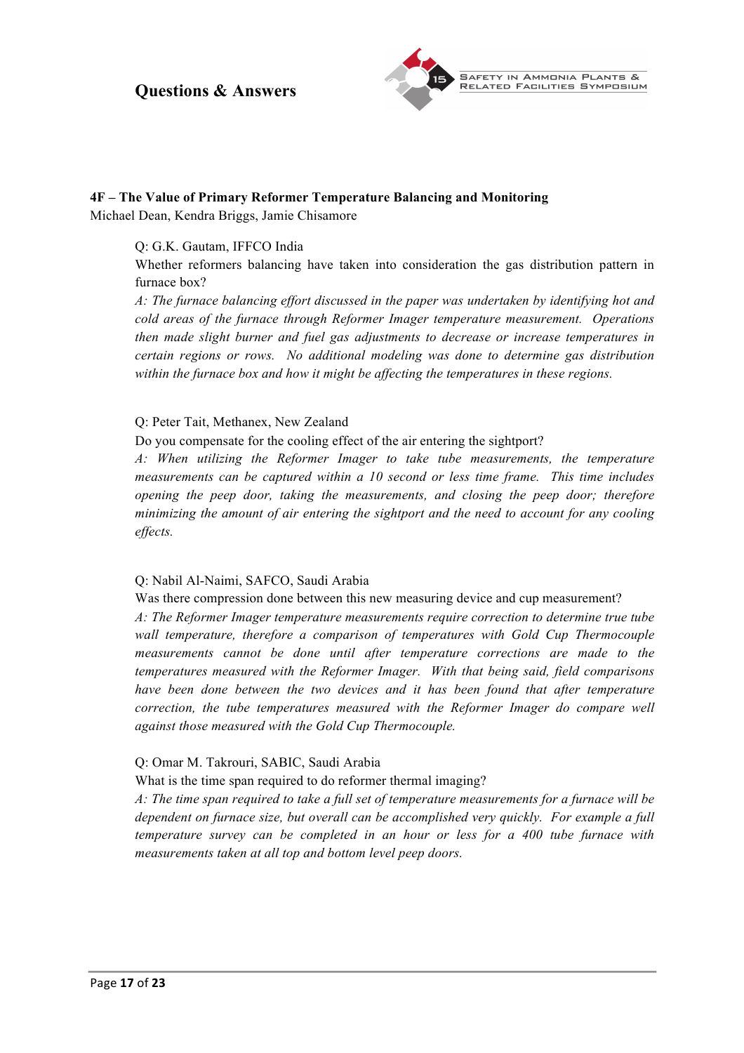**4F – The Value of Primary Reformer Temperature Balancing and Monitoring**
Michael Dean, Kendra Briggs, Jamie Chisamore

Q: G.K. Gautam, IFFCO India
Whether reformers balancing have taken into consideration the gas distribution pattern in furnace box?
*A: The furnace balancing effort discussed in the paper was undertaken by identifying hot and cold areas of the furnace through Reformer Imager temperature measurement. Operations then made slight burner and fuel gas adjustments to decrease or increase temperatures in certain regions or rows. No additional modeling was done to determine gas distribution within the furnace box and how it might be affecting the temperatures in these regions.*

Q: Peter Tait, Methanex, New Zealand
Do you compensate for the cooling effect of the air entering the sightport?
*A: When utilizing the Reformer Imager to take tube measurements, the temperature measurements can be captured within a 10 second or less time frame. This time includes opening the peep door, taking the measurements, and closing the peep door; therefore minimizing the amount of air entering the sightport and the need to account for any cooling effects.*

Q: Nabil Al-Naimi, SAFCO, Saudi Arabia
Was there compression done between this new measuring device and cup measurement?
*A: The Reformer Imager temperature measurements require correction to determine true tube wall temperature, therefore a comparison of temperatures with Gold Cup Thermocouple measurements cannot be done until after temperature corrections are made to the temperatures measured with the Reformer Imager. With that being said, field comparisons have been done between the two devices and it has been found that after temperature correction, the tube temperatures measured with the Reformer Imager do compare well against those measured with the Gold Cup Thermocouple.*

Q: Omar M. Takrouri, SABIC, Saudi Arabia
What is the time span required to do reformer thermal imaging?
*A: The time span required to take a full set of temperature measurements for a furnace will be dependent on furnace size, but overall can be accomplished very quickly. For example a full temperature survey can be completed in an hour or less for a 400 tube furnace with measurements taken at all top and bottom level peep doors.*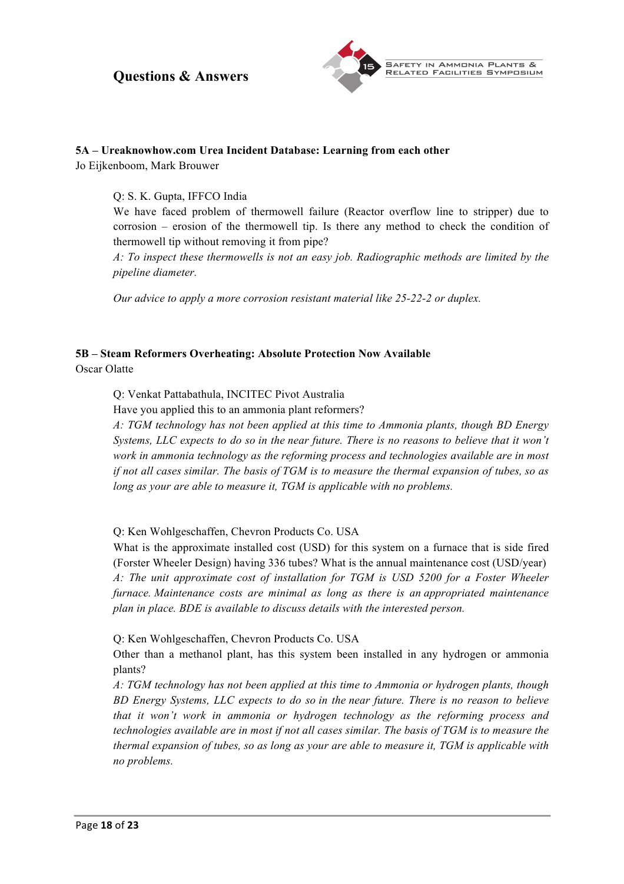## Questions & Answers

### 5A – Ureaknowhow.com Urea Incident Database: Learning from each other

Jo Eijkenboom, Mark Brouwer

Q: S. K. Gupta, IFFCO India

We have faced problem of thermowell failure (Reactor overflow line to stripper) due to corrosion – erosion of the thermowell tip. Is there any method to check the condition of thermowell tip without removing it from pipe?

*A: To inspect these thermowells is not an easy job. Radiographic methods are limited by the pipeline diameter.*

*Our advice to apply a more corrosion resistant material like 25-22-2 or duplex.*

### 5B – Steam Reformers Overheating: Absolute Protection Now Available

Oscar Olatte

Q: Venkat Pattabathula, INCITEC Pivot Australia

Have you applied this to an ammonia plant reformers?

*A: TGM technology has not been applied at this time to Ammonia plants, though BD Energy Systems, LLC expects to do so in the near future. There is no reasons to believe that it won't work in ammonia technology as the reforming process and technologies available are in most if not all cases similar. The basis of TGM is to measure the thermal expansion of tubes, so as long as your are able to measure it, TGM is applicable with no problems.*

Q: Ken Wohlgeschaffen, Chevron Products Co. USA

What is the approximate installed cost (USD) for this system on a furnace that is side fired (Forster Wheeler Design) having 336 tubes? What is the annual maintenance cost (USD/year)

*A: The unit approximate cost of installation for TGM is USD 5200 for a Foster Wheeler furnace. Maintenance costs are minimal as long as there is an appropriated maintenance plan in place. BDE is available to discuss details with the interested person.*

Q: Ken Wohlgeschaffen, Chevron Products Co. USA

Other than a methanol plant, has this system been installed in any hydrogen or ammonia plants?

*A: TGM technology has not been applied at this time to Ammonia or hydrogen plants, though BD Energy Systems, LLC expects to do so in the near future. There is no reason to believe that it won't work in ammonia or hydrogen technology as the reforming process and technologies available are in most if not all cases similar. The basis of TGM is to measure the thermal expansion of tubes, so as long as your are able to measure it, TGM is applicable with no problems.*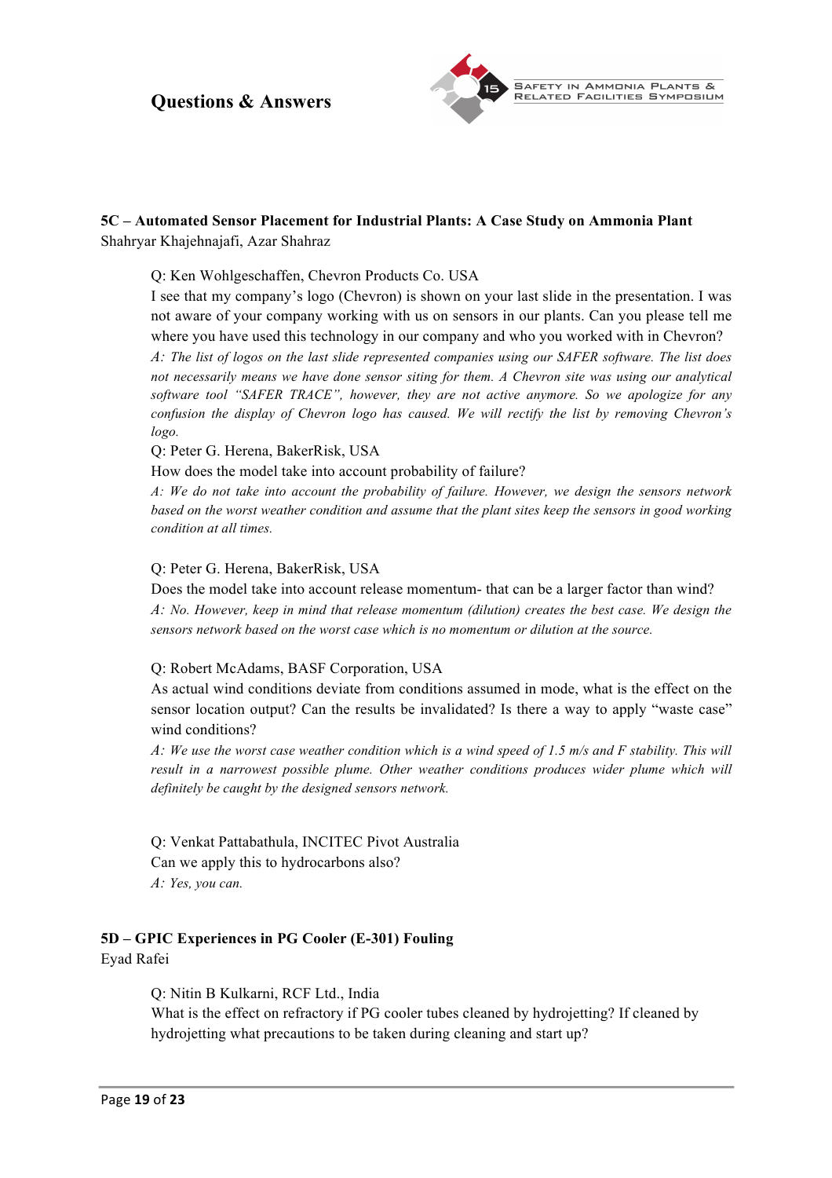## 5C – Automated Sensor Placement for Industrial Plants: A Case Study on Ammonia Plant

Shahryar Khajehnajafi, Azar Shahraz

Q: Ken Wohlgeschaffen, Chevron Products Co. USA

I see that my company's logo (Chevron) is shown on your last slide in the presentation. I was not aware of your company working with us on sensors in our plants. Can you please tell me where you have used this technology in our company and who you worked with in Chevron?

*A: The list of logos on the last slide represented companies using our SAFER software. The list does not necessarily means we have done sensor siting for them. A Chevron site was using our analytical software tool "SAFER TRACE", however, they are not active anymore. So we apologize for any confusion the display of Chevron logo has caused. We will rectify the list by removing Chevron's logo.*

Q: Peter G. Herena, BakerRisk, USA

How does the model take into account probability of failure?

*A: We do not take into account the probability of failure. However, we design the sensors network based on the worst weather condition and assume that the plant sites keep the sensors in good working condition at all times.*

Q: Peter G. Herena, BakerRisk, USA

Does the model take into account release momentum- that can be a larger factor than wind?

*A: No. However, keep in mind that release momentum (dilution) creates the best case. We design the sensors network based on the worst case which is no momentum or dilution at the source.*

Q: Robert McAdams, BASF Corporation, USA

As actual wind conditions deviate from conditions assumed in mode, what is the effect on the sensor location output? Can the results be invalidated? Is there a way to apply "waste case" wind conditions?

*A: We use the worst case weather condition which is a wind speed of 1.5 m/s and F stability. This will result in a narrowest possible plume. Other weather conditions produces wider plume which will definitely be caught by the designed sensors network.*

Q: Venkat Pattabathula, INCITEC Pivot Australia

Can we apply this to hydrocarbons also?

*A: Yes, you can.*

## 5D – GPIC Experiences in PG Cooler (E-301) Fouling

Eyad Rafei

Q: Nitin B Kulkarni, RCF Ltd., India

What is the effect on refractory if PG cooler tubes cleaned by hydrojetting? If cleaned by hydrojetting what precautions to be taken during cleaning and start up?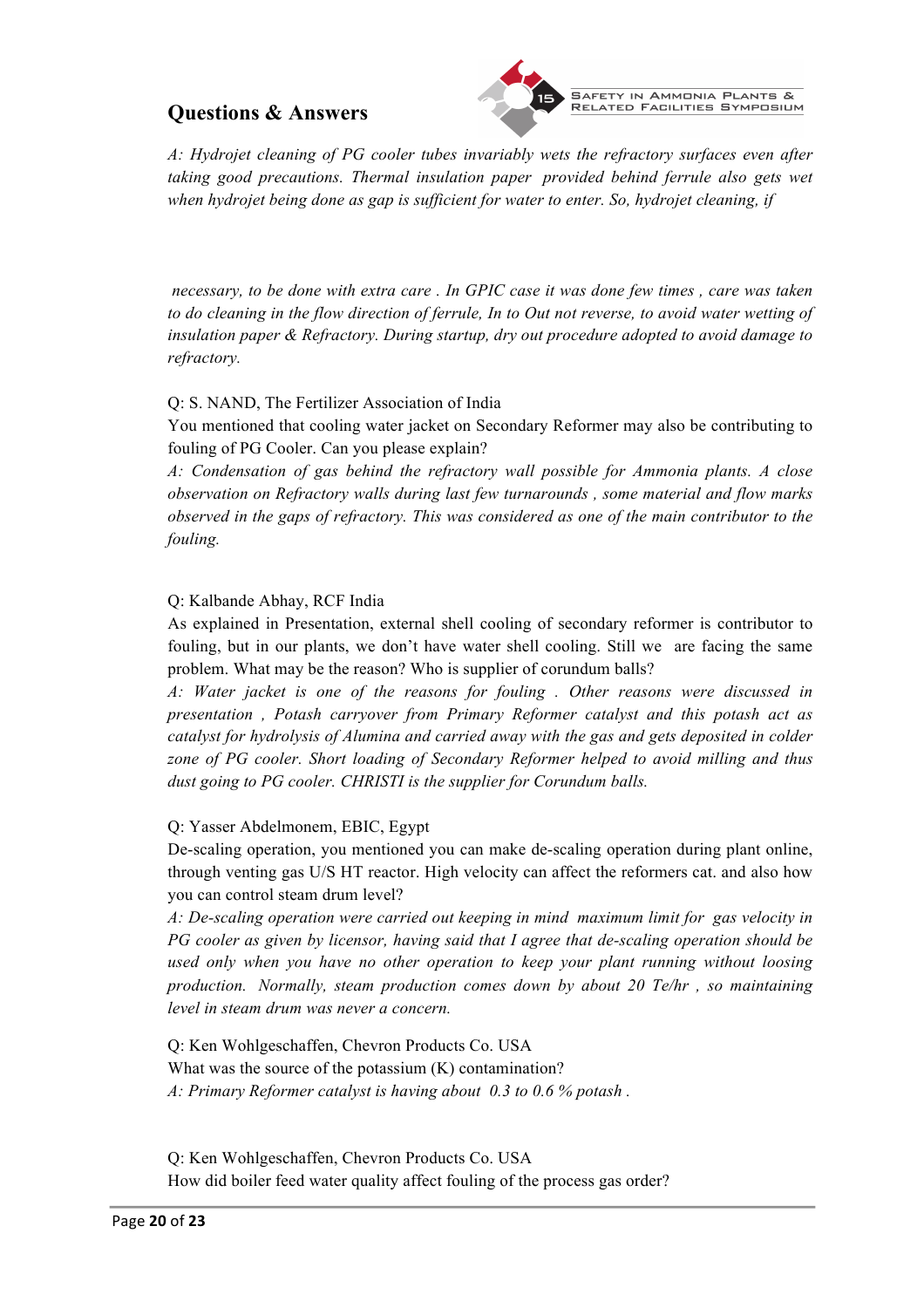## Questions & Answers

*A: Hydrojet cleaning of PG cooler tubes invariably wets the refractory surfaces even after taking good precautions. Thermal insulation paper provided behind ferrule also gets wet when hydrojet being done as gap is sufficient for water to enter. So, hydrojet cleaning, if necessary, to be done with extra care . In GPIC case it was done few times , care was taken to do cleaning in the flow direction of ferrule, In to Out not reverse, to avoid water wetting of insulation paper & Refractory. During startup, dry out procedure adopted to avoid damage to refractory.*

Q: S. NAND, The Fertilizer Association of India

You mentioned that cooling water jacket on Secondary Reformer may also be contributing to fouling of PG Cooler. Can you please explain?

*A: Condensation of gas behind the refractory wall possible for Ammonia plants. A close observation on Refractory walls during last few turnarounds , some material and flow marks observed in the gaps of refractory. This was considered as one of the main contributor to the fouling.*

Q: Kalbande Abhay, RCF India

As explained in Presentation, external shell cooling of secondary reformer is contributor to fouling, but in our plants, we don't have water shell cooling. Still we are facing the same problem. What may be the reason? Who is supplier of corundum balls?

*A: Water jacket is one of the reasons for fouling . Other reasons were discussed in presentation , Potash carryover from Primary Reformer catalyst and this potash act as catalyst for hydrolysis of Alumina and carried away with the gas and gets deposited in colder zone of PG cooler. Short loading of Secondary Reformer helped to avoid milling and thus dust going to PG cooler. CHRISTI is the supplier for Corundum balls.*

Q: Yasser Abdelmonem, EBIC, Egypt

De-scaling operation, you mentioned you can make de-scaling operation during plant online, through venting gas U/S HT reactor. High velocity can affect the reformers cat. and also how you can control steam drum level?

*A: De-scaling operation were carried out keeping in mind maximum limit for gas velocity in PG cooler as given by licensor, having said that I agree that de-scaling operation should be used only when you have no other operation to keep your plant running without loosing production. Normally, steam production comes down by about 20 Te/hr , so maintaining level in steam drum was never a concern.*

Q: Ken Wohlgeschaffen, Chevron Products Co. USA

What was the source of the potassium (K) contamination?

*A: Primary Reformer catalyst is having about 0.3 to 0.6 % potash .*

Q: Ken Wohlgeschaffen, Chevron Products Co. USA

How did boiler feed water quality affect fouling of the process gas order?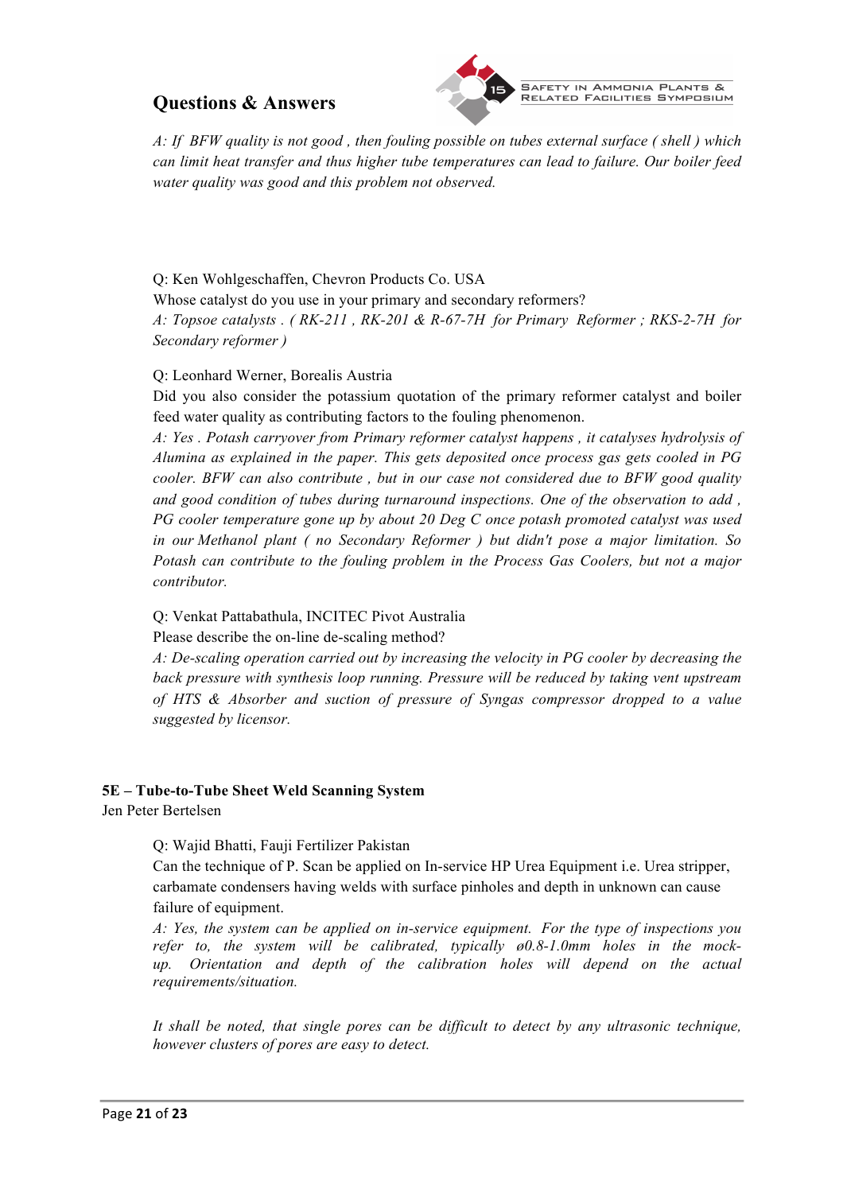*A: If BFW quality is not good , then fouling possible on tubes external surface ( shell ) which can limit heat transfer and thus higher tube temperatures can lead to failure. Our boiler feed water quality was good and this problem not observed.*

Q: Ken Wohlgeschaffen, Chevron Products Co. USA

Whose catalyst do you use in your primary and secondary reformers?

*A: Topsoe catalysts . ( RK-211 , RK-201 & R-67-7H for Primary Reformer ; RKS-2-7H for Secondary reformer )*

Q: Leonhard Werner, Borealis Austria

Did you also consider the potassium quotation of the primary reformer catalyst and boiler feed water quality as contributing factors to the fouling phenomenon.

*A: Yes . Potash carryover from Primary reformer catalyst happens , it catalyses hydrolysis of Alumina as explained in the paper. This gets deposited once process gas gets cooled in PG cooler. BFW can also contribute , but in our case not considered due to BFW good quality and good condition of tubes during turnaround inspections. One of the observation to add , PG cooler temperature gone up by about 20 Deg C once potash promoted catalyst was used in our Methanol plant ( no Secondary Reformer ) but didn't pose a major limitation. So Potash can contribute to the fouling problem in the Process Gas Coolers, but not a major contributor.*

Q: Venkat Pattabathula, INCITEC Pivot Australia

Please describe the on-line de-scaling method?

*A: De-scaling operation carried out by increasing the velocity in PG cooler by decreasing the back pressure with synthesis loop running. Pressure will be reduced by taking vent upstream of HTS & Absorber and suction of pressure of Syngas compressor dropped to a value suggested by licensor.*

**5E – Tube-to-Tube Sheet Weld Scanning System**

Jen Peter Bertelsen

Q: Wajid Bhatti, Fauji Fertilizer Pakistan

Can the technique of P. Scan be applied on In-service HP Urea Equipment i.e. Urea stripper, carbamate condensers having welds with surface pinholes and depth in unknown can cause failure of equipment.

*A: Yes, the system can be applied on in-service equipment. For the type of inspections you refer to, the system will be calibrated, typically ø0.8-1.0mm holes in the mock-up. Orientation and depth of the calibration holes will depend on the actual requirements/situation.*

*It shall be noted, that single pores can be difficult to detect by any ultrasonic technique, however clusters of pores are easy to detect.*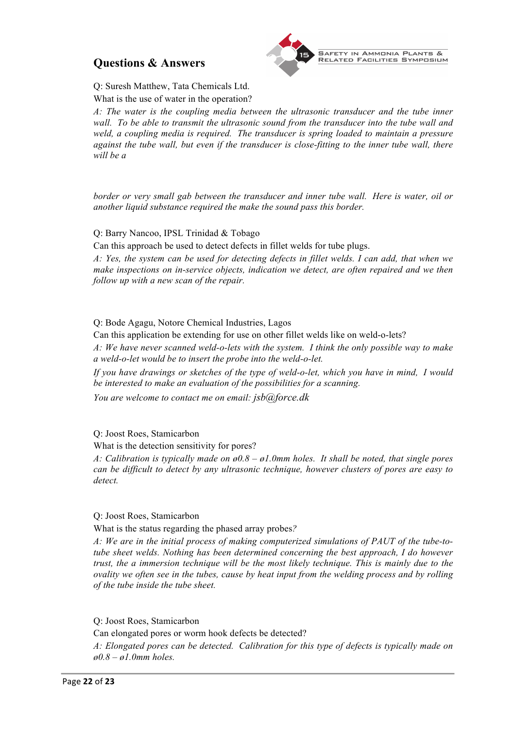## Questions & Answers

Q: Suresh Matthew, Tata Chemicals Ltd.

What is the use of water in the operation?

*A: The water is the coupling media between the ultrasonic transducer and the tube inner wall. To be able to transmit the ultrasonic sound from the transducer into the tube wall and weld, a coupling media is required. The transducer is spring loaded to maintain a pressure against the tube wall, but even if the transducer is close-fitting to the inner tube wall, there will be a*

*border or very small gab between the transducer and inner tube wall. Here is water, oil or another liquid substance required the make the sound pass this border.*

Q: Barry Nancoo, IPSL Trinidad & Tobago

Can this approach be used to detect defects in fillet welds for tube plugs.

*A: Yes, the system can be used for detecting defects in fillet welds. I can add, that when we make inspections on in-service objects, indication we detect, are often repaired and we then follow up with a new scan of the repair.*

Q: Bode Agagu, Notore Chemical Industries, Lagos

Can this application be extending for use on other fillet welds like on weld-o-lets?

*A: We have never scanned weld-o-lets with the system. I think the only possible way to make a weld-o-let would be to insert the probe into the weld-o-let.*

*If you have drawings or sketches of the type of weld-o-let, which you have in mind, I would be interested to make an evaluation of the possibilities for a scanning.*

*You are welcome to contact me on email: jsb@force.dk*

Q: Joost Roes, Stamicarbon

What is the detection sensitivity for pores?

*A: Calibration is typically made on ø0.8 – ø1.0mm holes. It shall be noted, that single pores can be difficult to detect by any ultrasonic technique, however clusters of pores are easy to detect.*

Q: Joost Roes, Stamicarbon

What is the status regarding the phased array probes?

*A: We are in the initial process of making computerized simulations of PAUT of the tube-to-tube sheet welds. Nothing has been determined concerning the best approach, I do however trust, the a immersion technique will be the most likely technique. This is mainly due to the ovality we often see in the tubes, cause by heat input from the welding process and by rolling of the tube inside the tube sheet.*

Q: Joost Roes, Stamicarbon

Can elongated pores or worm hook defects be detected?

*A: Elongated pores can be detected. Calibration for this type of defects is typically made on ø0.8 – ø1.0mm holes.*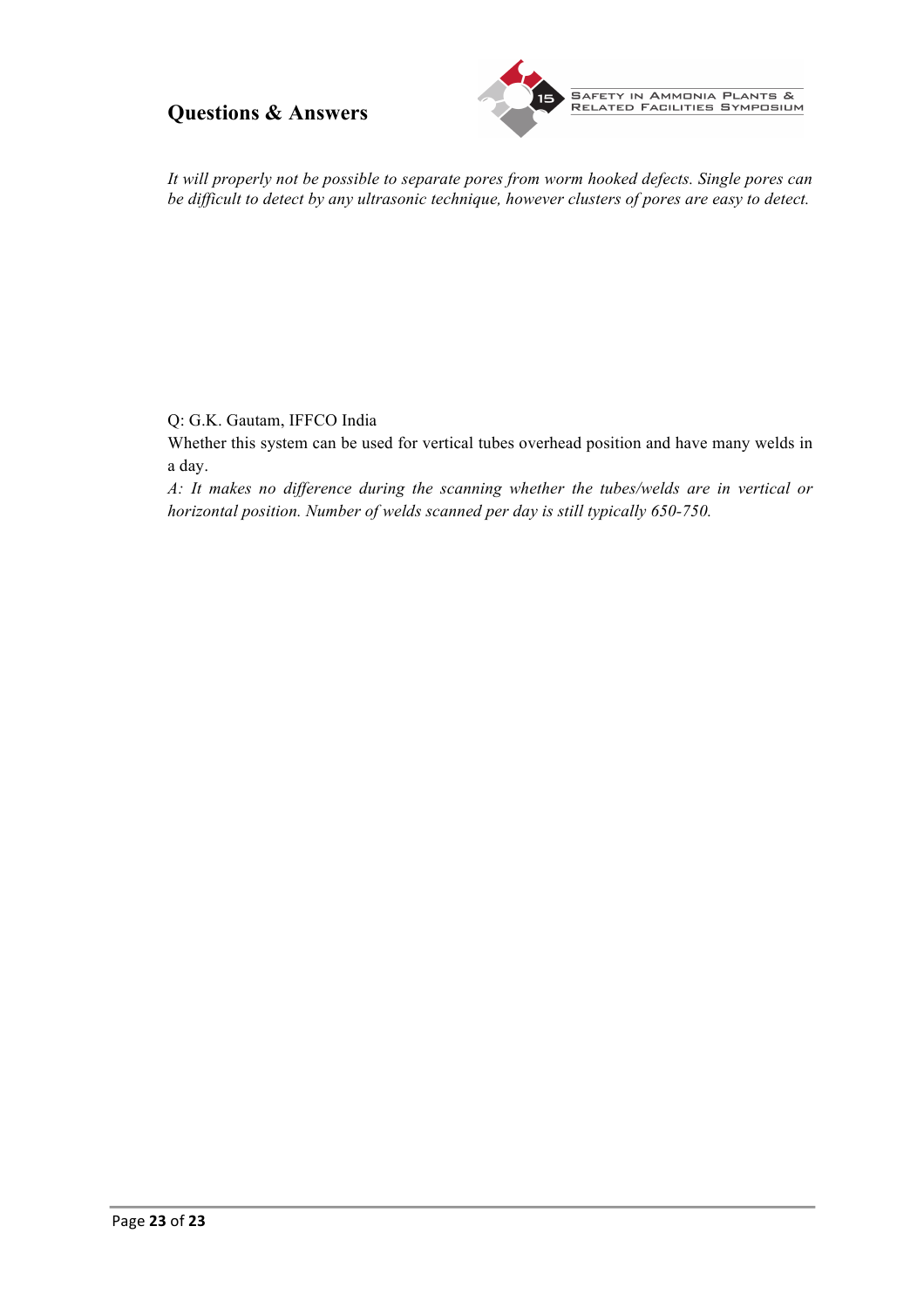## Questions & Answers

*It will properly not be possible to separate pores from worm hooked defects. Single pores can be difficult to detect by any ultrasonic technique, however clusters of pores are easy to detect.*

Q: G.K. Gautam, IFFCO India

Whether this system can be used for vertical tubes overhead position and have many welds in a day.

*A: It makes no difference during the scanning whether the tubes/welds are in vertical or horizontal position. Number of welds scanned per day is still typically 650-750.*